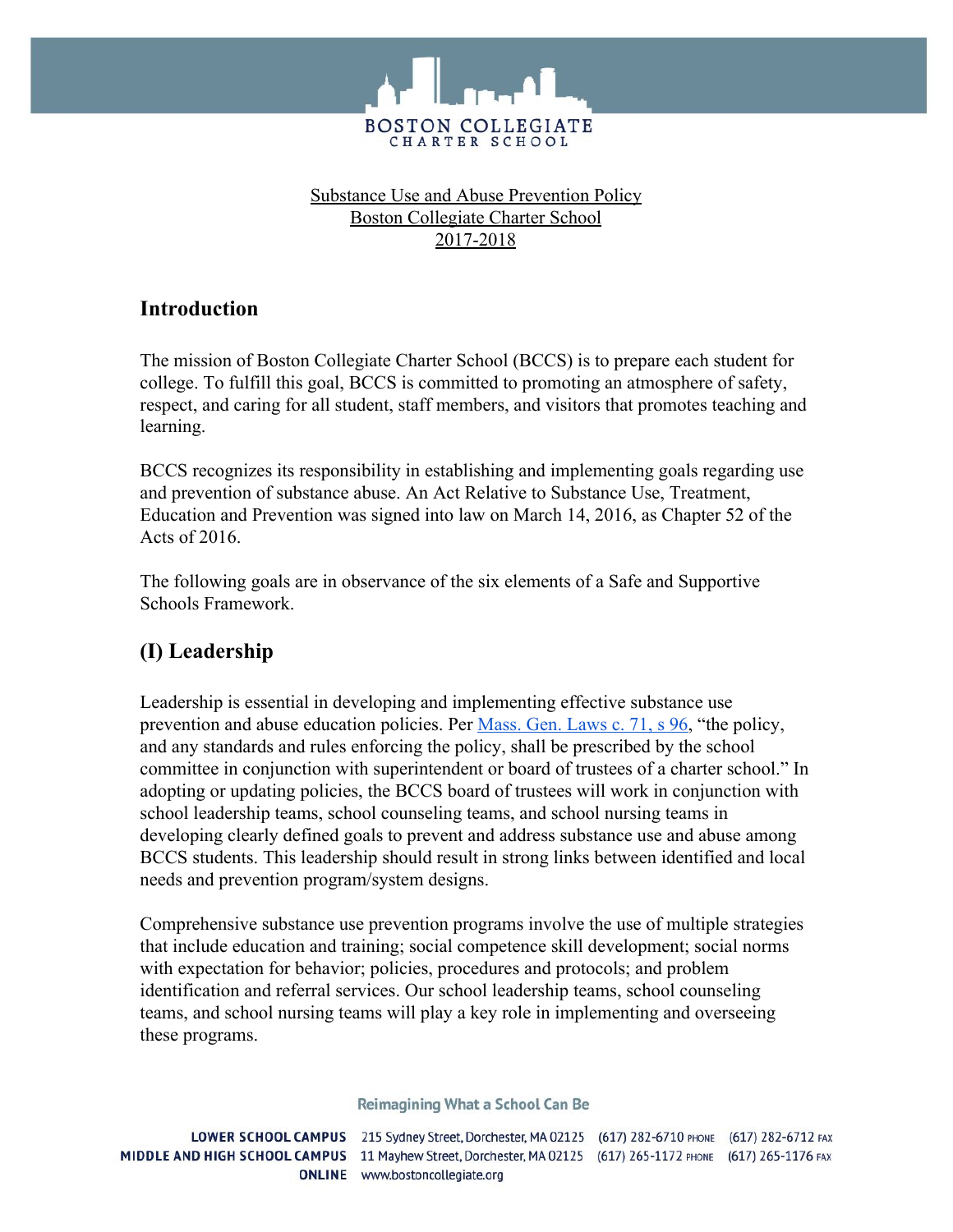Substance Use and Abuse Prevention Policy
Boston Collegiate Charter School
2017-2018

## Introduction

The mission of Boston Collegiate Charter School (BCCS) is to prepare each student for college. To fulfill this goal, BCCS is committed to promoting an atmosphere of safety, respect, and caring for all student, staff members, and visitors that promotes teaching and learning.

BCCS recognizes its responsibility in establishing and implementing goals regarding use and prevention of substance abuse. An Act Relative to Substance Use, Treatment, Education and Prevention was signed into law on March 14, 2016, as Chapter 52 of the Acts of 2016.

The following goals are in observance of the six elements of a Safe and Supportive Schools Framework.

## (I) Leadership

Leadership is essential in developing and implementing effective substance use prevention and abuse education policies. Per Mass. Gen. Laws c. 71, s 96, "the policy, and any standards and rules enforcing the policy, shall be prescribed by the school committee in conjunction with superintendent or board of trustees of a charter school." In adopting or updating policies, the BCCS board of trustees will work in conjunction with school leadership teams, school counseling teams, and school nursing teams in developing clearly defined goals to prevent and address substance use and abuse among BCCS students. This leadership should result in strong links between identified and local needs and prevention program/system designs.

Comprehensive substance use prevention programs involve the use of multiple strategies that include education and training; social competence skill development; social norms with expectation for behavior; policies, procedures and protocols; and problem identification and referral services. Our school leadership teams, school counseling teams, and school nursing teams will play a key role in implementing and overseeing these programs.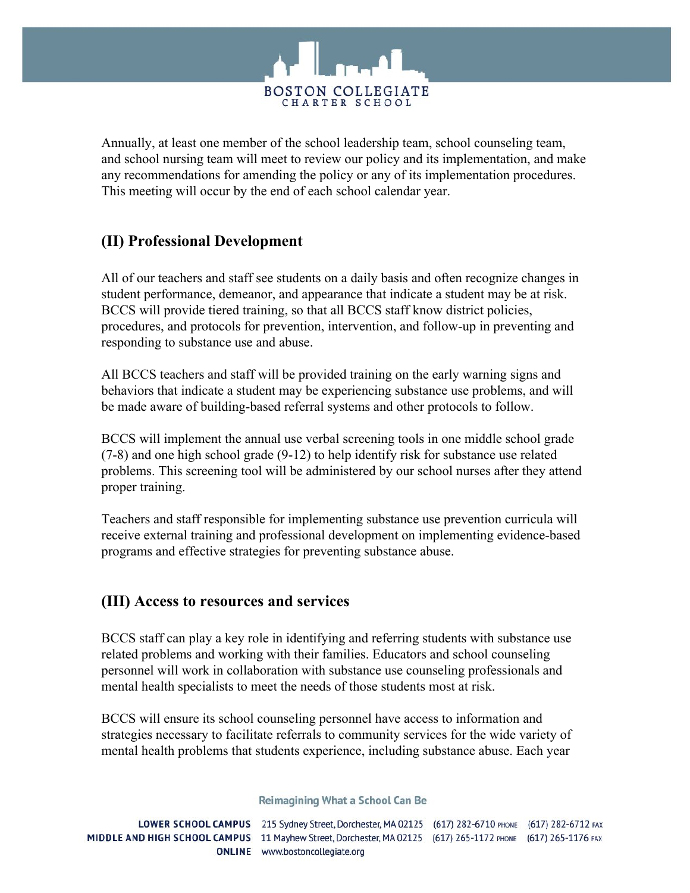Annually, at least one member of the school leadership team, school counseling team, and school nursing team will meet to review our policy and its implementation, and make any recommendations for amending the policy or any of its implementation procedures. This meeting will occur by the end of each school calendar year.

## (II) Professional Development

All of our teachers and staff see students on a daily basis and often recognize changes in student performance, demeanor, and appearance that indicate a student may be at risk. BCCS will provide tiered training, so that all BCCS staff know district policies, procedures, and protocols for prevention, intervention, and follow-up in preventing and responding to substance use and abuse.

All BCCS teachers and staff will be provided training on the early warning signs and behaviors that indicate a student may be experiencing substance use problems, and will be made aware of building-based referral systems and other protocols to follow.

BCCS will implement the annual use verbal screening tools in one middle school grade (7-8) and one high school grade (9-12) to help identify risk for substance use related problems. This screening tool will be administered by our school nurses after they attend proper training.

Teachers and staff responsible for implementing substance use prevention curricula will receive external training and professional development on implementing evidence-based programs and effective strategies for preventing substance abuse.

## (III) Access to resources and services

BCCS staff can play a key role in identifying and referring students with substance use related problems and working with their families. Educators and school counseling personnel will work in collaboration with substance use counseling professionals and mental health specialists to meet the needs of those students most at risk.

BCCS will ensure its school counseling personnel have access to information and strategies necessary to facilitate referrals to community services for the wide variety of mental health problems that students experience, including substance abuse. Each year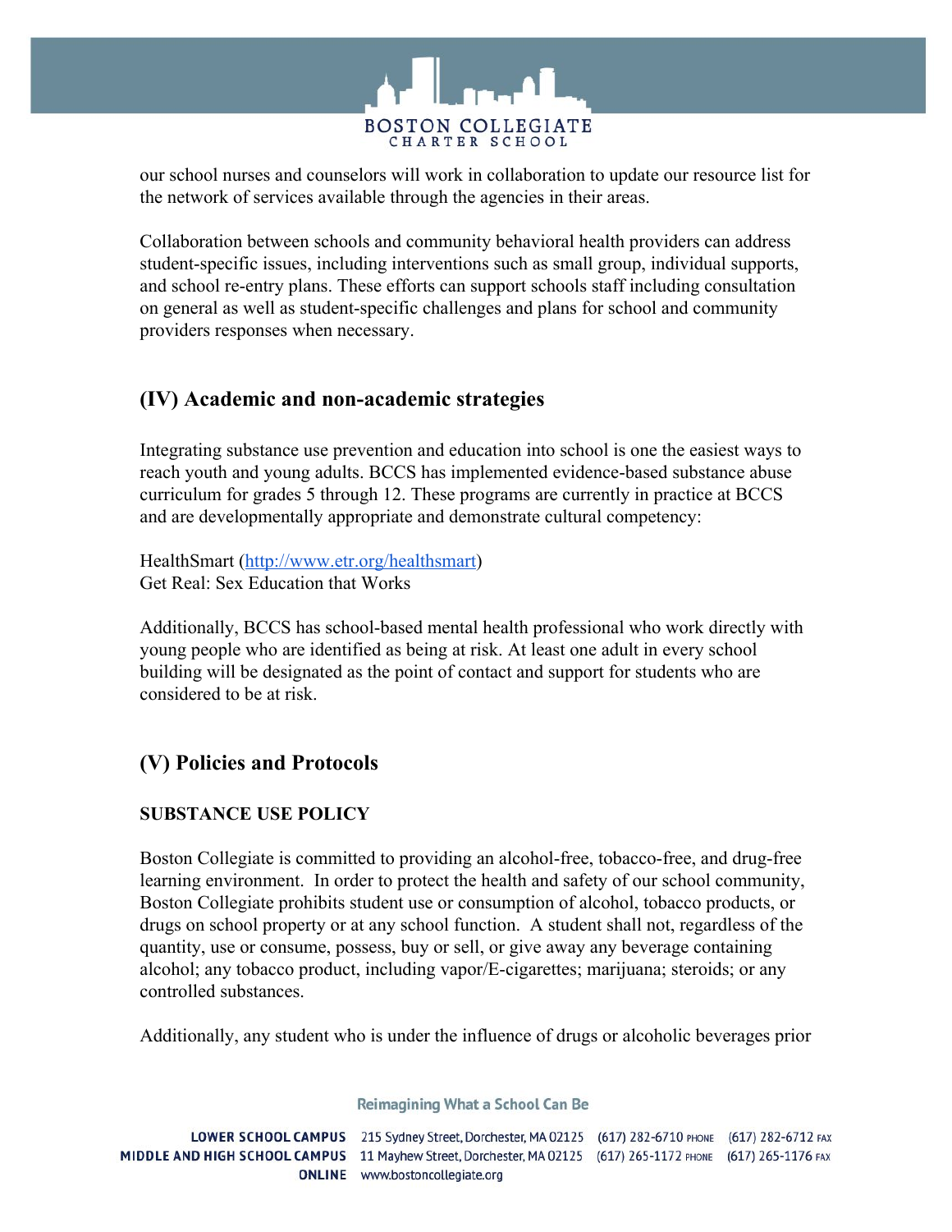our school nurses and counselors will work in collaboration to update our resource list for the network of services available through the agencies in their areas.

Collaboration between schools and community behavioral health providers can address student-specific issues, including interventions such as small group, individual supports, and school re-entry plans. These efforts can support schools staff including consultation on general as well as student-specific challenges and plans for school and community providers responses when necessary.

## (IV) Academic and non-academic strategies

Integrating substance use prevention and education into school is one the easiest ways to reach youth and young adults. BCCS has implemented evidence-based substance abuse curriculum for grades 5 through 12. These programs are currently in practice at BCCS and are developmentally appropriate and demonstrate cultural competency:

HealthSmart (http://www.etr.org/healthsmart)
Get Real: Sex Education that Works

Additionally, BCCS has school-based mental health professional who work directly with young people who are identified as being at risk. At least one adult in every school building will be designated as the point of contact and support for students who are considered to be at risk.

## (V) Policies and Protocols

### SUBSTANCE USE POLICY

Boston Collegiate is committed to providing an alcohol-free, tobacco-free, and drug-free learning environment. In order to protect the health and safety of our school community, Boston Collegiate prohibits student use or consumption of alcohol, tobacco products, or drugs on school property or at any school function. A student shall not, regardless of the quantity, use or consume, possess, buy or sell, or give away any beverage containing alcohol; any tobacco product, including vapor/E-cigarettes; marijuana; steroids; or any controlled substances.

Additionally, any student who is under the influence of drugs or alcoholic beverages prior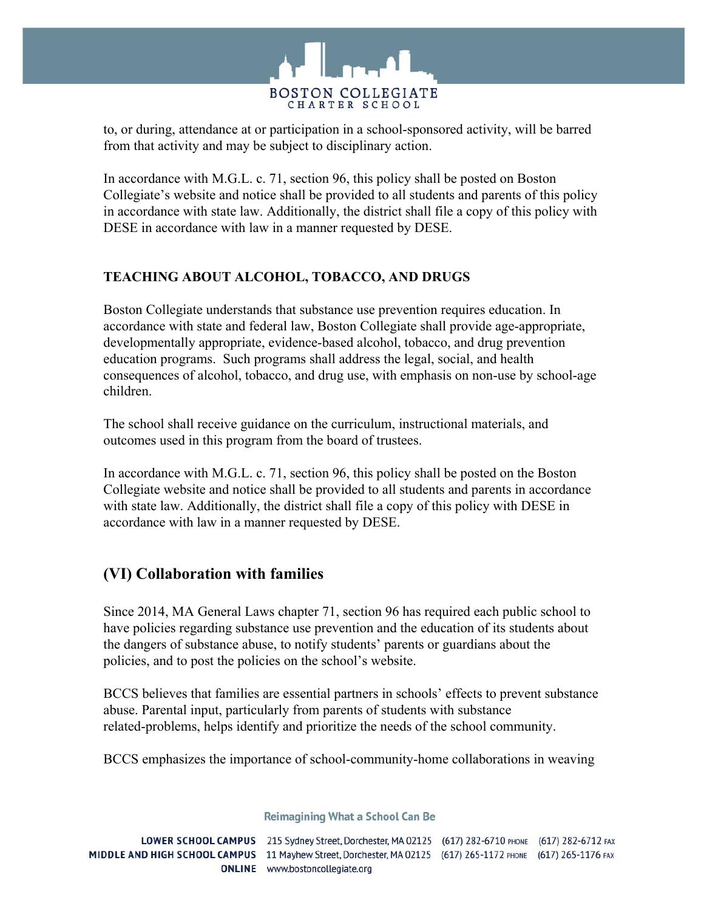to, or during, attendance at or participation in a school-sponsored activity, will be barred from that activity and may be subject to disciplinary action.

In accordance with M.G.L. c. 71, section 96, this policy shall be posted on Boston Collegiate's website and notice shall be provided to all students and parents of this policy in accordance with state law. Additionally, the district shall file a copy of this policy with DESE in accordance with law in a manner requested by DESE.

**TEACHING ABOUT ALCOHOL, TOBACCO, AND DRUGS**

Boston Collegiate understands that substance use prevention requires education. In accordance with state and federal law, Boston Collegiate shall provide age-appropriate, developmentally appropriate, evidence-based alcohol, tobacco, and drug prevention education programs. Such programs shall address the legal, social, and health consequences of alcohol, tobacco, and drug use, with emphasis on non-use by school-age children.

The school shall receive guidance on the curriculum, instructional materials, and outcomes used in this program from the board of trustees.

In accordance with M.G.L. c. 71, section 96, this policy shall be posted on the Boston Collegiate website and notice shall be provided to all students and parents in accordance with state law. Additionally, the district shall file a copy of this policy with DESE in accordance with law in a manner requested by DESE.

## (VI) Collaboration with families

Since 2014, MA General Laws chapter 71, section 96 has required each public school to have policies regarding substance use prevention and the education of its students about the dangers of substance abuse, to notify students' parents or guardians about the policies, and to post the policies on the school's website.

BCCS believes that families are essential partners in schools' effects to prevent substance abuse. Parental input, particularly from parents of students with substance related-problems, helps identify and prioritize the needs of the school community.

BCCS emphasizes the importance of school-community-home collaborations in weaving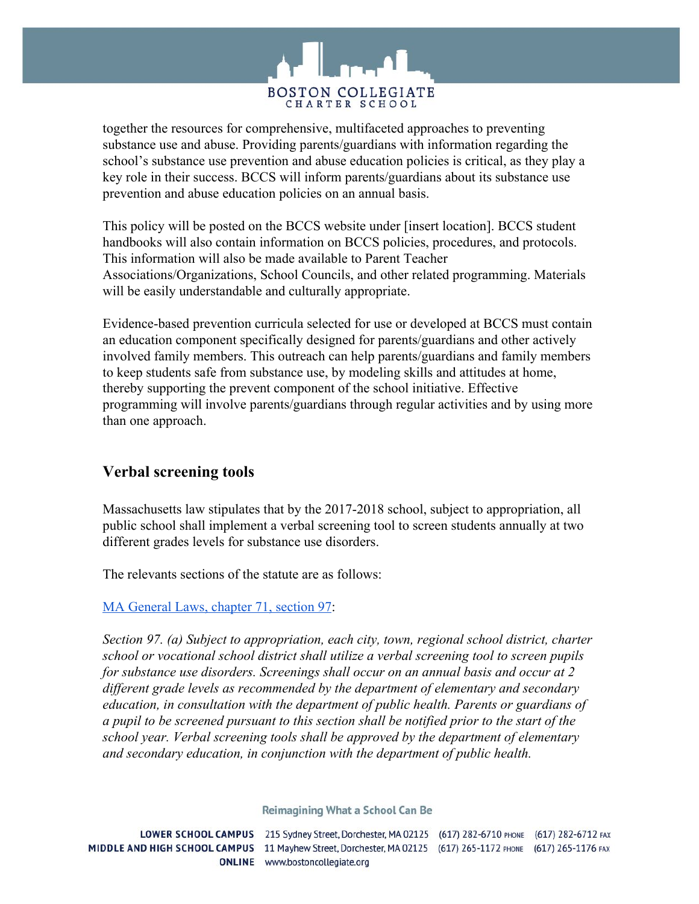together the resources for comprehensive, multifaceted approaches to preventing substance use and abuse. Providing parents/guardians with information regarding the school's substance use prevention and abuse education policies is critical, as they play a key role in their success. BCCS will inform parents/guardians about its substance use prevention and abuse education policies on an annual basis.

This policy will be posted on the BCCS website under [insert location]. BCCS student handbooks will also contain information on BCCS policies, procedures, and protocols. This information will also be made available to Parent Teacher Associations/Organizations, School Councils, and other related programming. Materials will be easily understandable and culturally appropriate.

Evidence-based prevention curricula selected for use or developed at BCCS must contain an education component specifically designed for parents/guardians and other actively involved family members. This outreach can help parents/guardians and family members to keep students safe from substance use, by modeling skills and attitudes at home, thereby supporting the prevent component of the school initiative. Effective programming will involve parents/guardians through regular activities and by using more than one approach.

## Verbal screening tools

Massachusetts law stipulates that by the 2017-2018 school, subject to appropriation, all public school shall implement a verbal screening tool to screen students annually at two different grades levels for substance use disorders.

The relevants sections of the statute are as follows:

[MA General Laws, chapter 71, section 97]:

*Section 97. (a) Subject to appropriation, each city, town, regional school district, charter school or vocational school district shall utilize a verbal screening tool to screen pupils for substance use disorders. Screenings shall occur on an annual basis and occur at 2 different grade levels as recommended by the department of elementary and secondary education, in consultation with the department of public health. Parents or guardians of a pupil to be screened pursuant to this section shall be notified prior to the start of the school year. Verbal screening tools shall be approved by the department of elementary and secondary education, in conjunction with the department of public health.*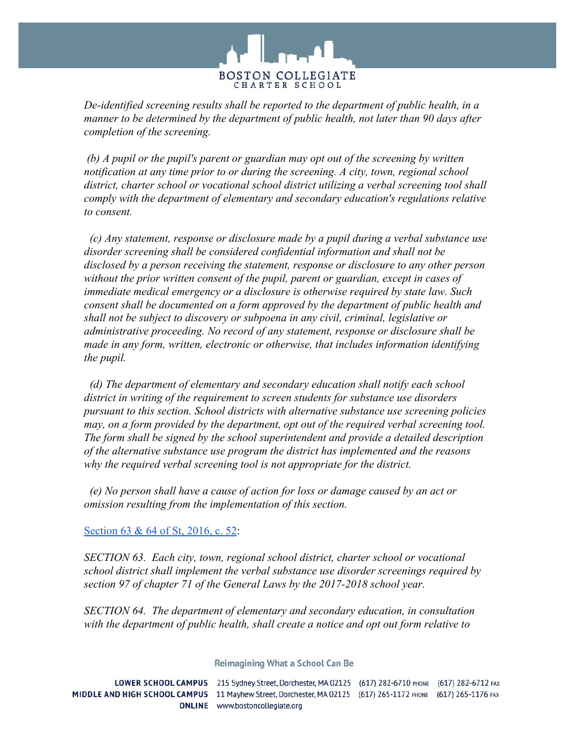*De-identified screening results shall be reported to the department of public health, in a manner to be determined by the department of public health, not later than 90 days after completion of the screening.*

*(b) A pupil or the pupil's parent or guardian may opt out of the screening by written notification at any time prior to or during the screening. A city, town, regional school district, charter school or vocational school district utilizing a verbal screening tool shall comply with the department of elementary and secondary education's regulations relative to consent.*

*(c) Any statement, response or disclosure made by a pupil during a verbal substance use disorder screening shall be considered confidential information and shall not be disclosed by a person receiving the statement, response or disclosure to any other person without the prior written consent of the pupil, parent or guardian, except in cases of immediate medical emergency or a disclosure is otherwise required by state law. Such consent shall be documented on a form approved by the department of public health and shall not be subject to discovery or subpoena in any civil, criminal, legislative or administrative proceeding. No record of any statement, response or disclosure shall be made in any form, written, electronic or otherwise, that includes information identifying the pupil.*

*(d) The department of elementary and secondary education shall notify each school district in writing of the requirement to screen students for substance use disorders pursuant to this section. School districts with alternative substance use screening policies may, on a form provided by the department, opt out of the required verbal screening tool. The form shall be signed by the school superintendent and provide a detailed description of the alternative substance use program the district has implemented and the reasons why the required verbal screening tool is not appropriate for the district.*

*(e) No person shall have a cause of action for loss or damage caused by an act or omission resulting from the implementation of this section.*

Section 63 & 64 of St, 2016, c. 52:

*SECTION 63. Each city, town, regional school district, charter school or vocational school district shall implement the verbal substance use disorder screenings required by section 97 of chapter 71 of the General Laws by the 2017-2018 school year.*

*SECTION 64. The department of elementary and secondary education, in consultation with the department of public health, shall create a notice and opt out form relative to*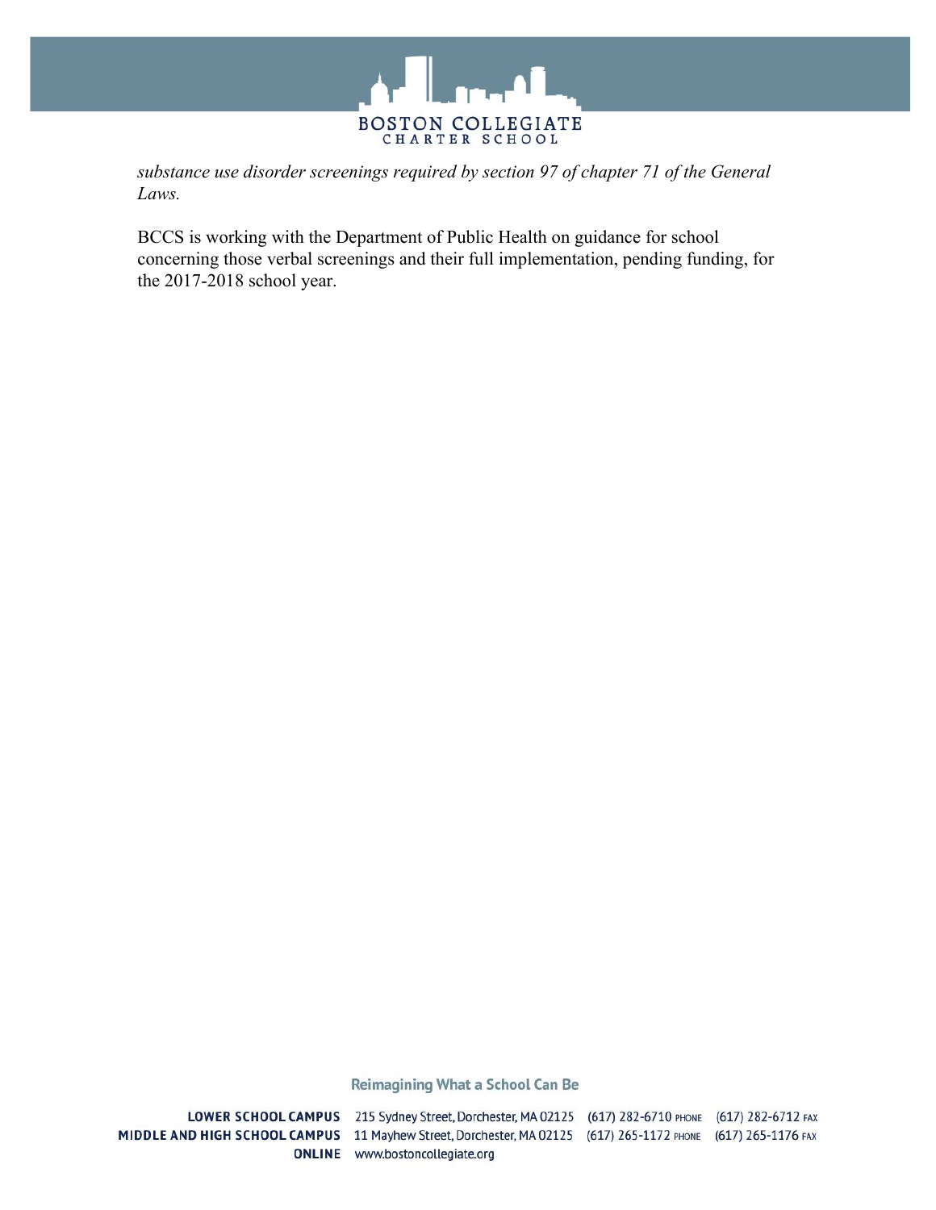*substance use disorder screenings required by section 97 of chapter 71 of the General Laws.*

BCCS is working with the Department of Public Health on guidance for school concerning those verbal screenings and their full implementation, pending funding, for the 2017-2018 school year.